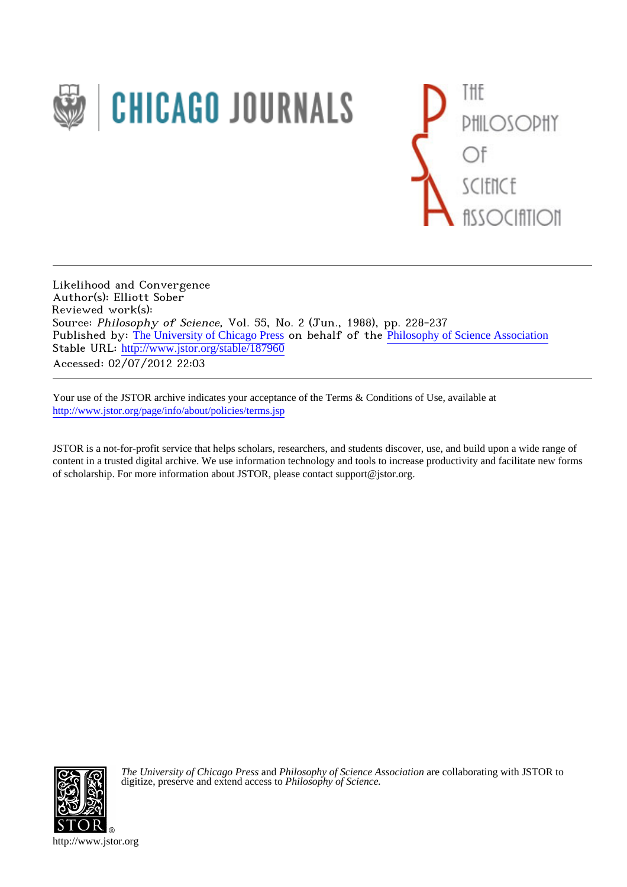Likelihood and Convergence
Author(s): Elliott Sober
Reviewed work(s):
Source: *Philosophy of Science*, Vol. 55, No. 2 (Jun., 1988), pp. 228-237
Published by: The University of Chicago Press on behalf of the Philosophy of Science Association
Stable URL: http://www.jstor.org/stable/187960
Accessed: 02/07/2012 22:03

---

Your use of the JSTOR archive indicates your acceptance of the Terms & Conditions of Use, available at http://www.jstor.org/page/info/about/policies/terms.jsp

JSTOR is a not-for-profit service that helps scholars, researchers, and students discover, use, and build upon a wide range of content in a trusted digital archive. We use information technology and tools to increase productivity and facilitate new forms of scholarship. For more information about JSTOR, please contact support@jstor.org.

*The University of Chicago Press* and *Philosophy of Science Association* are collaborating with JSTOR to digitize, preserve and extend access to *Philosophy of Science.*

http://www.jstor.org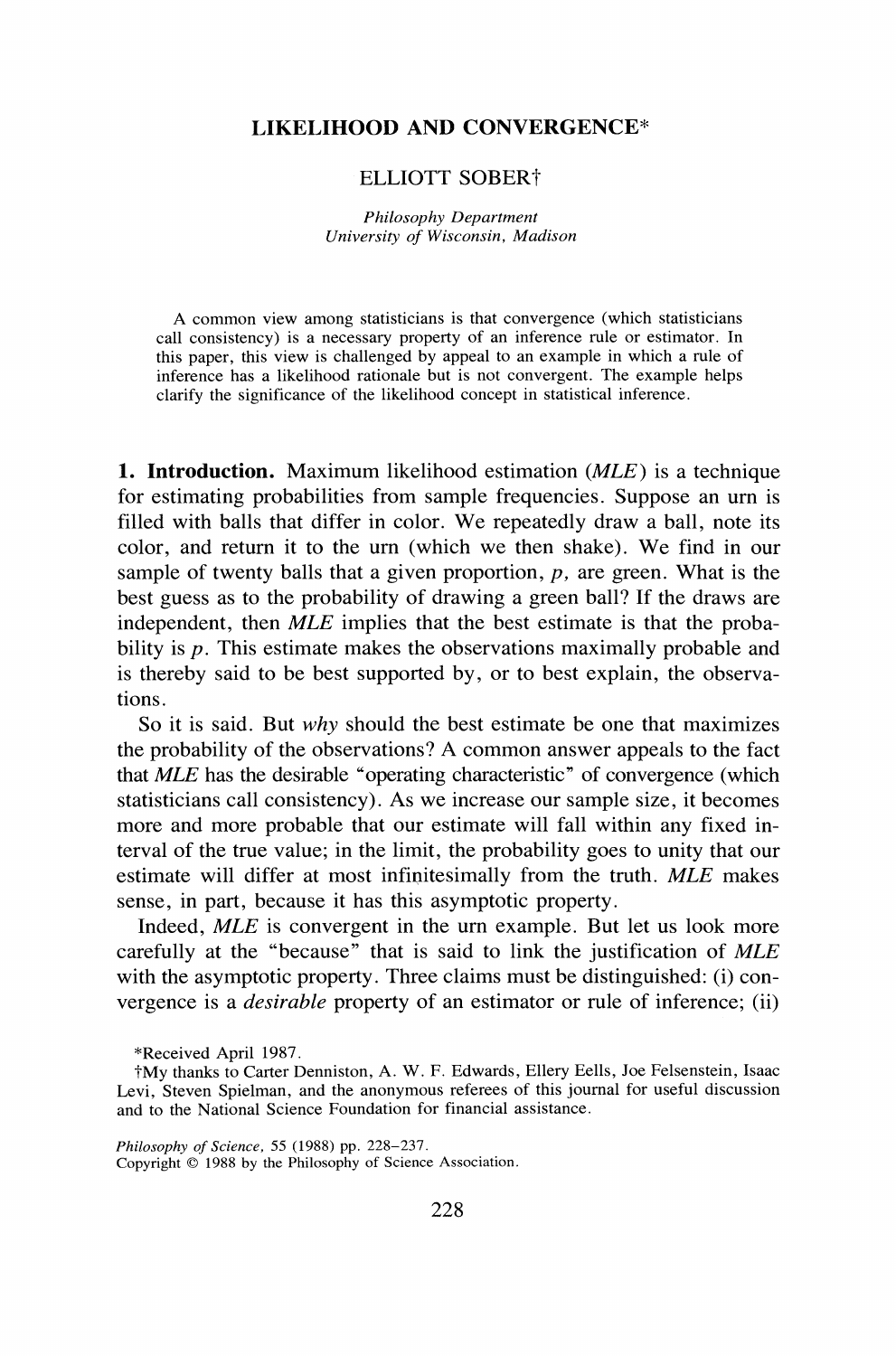# LIKELIHOOD AND CONVERGENCE*

ELLIOTT SOBER†

*Philosophy Department*
*University of Wisconsin, Madison*

A common view among statisticians is that convergence (which statisticians call consistency) is a necessary property of an inference rule or estimator. In this paper, this view is challenged by appeal to an example in which a rule of inference has a likelihood rationale but is not convergent. The example helps clarify the significance of the likelihood concept in statistical inference.

## 1. Introduction.

Maximum likelihood estimation (*MLE*) is a technique for estimating probabilities from sample frequencies. Suppose an urn is filled with balls that differ in color. We repeatedly draw a ball, note its color, and return it to the urn (which we then shake). We find in our sample of twenty balls that a given proportion, $p$, are green. What is the best guess as to the probability of drawing a green ball? If the draws are independent, then *MLE* implies that the best estimate is that the probability is $p$. This estimate makes the observations maximally probable and is thereby said to be best supported by, or to best explain, the observations.

So it is said. But *why* should the best estimate be one that maximizes the probability of the observations? A common answer appeals to the fact that *MLE* has the desirable "operating characteristic" of convergence (which statisticians call consistency). As we increase our sample size, it becomes more and more probable that our estimate will fall within any fixed interval of the true value; in the limit, the probability goes to unity that our estimate will differ at most infinitesimally from the truth. *MLE* makes sense, in part, because it has this asymptotic property.

Indeed, *MLE* is convergent in the urn example. But let us look more carefully at the "because" that is said to link the justification of *MLE* with the asymptotic property. Three claims must be distinguished: (i) convergence is a *desirable* property of an estimator or rule of inference; (ii)

*Received April 1987.

†My thanks to Carter Denniston, A. W. F. Edwards, Ellery Eells, Joe Felsenstein, Isaac Levi, Steven Spielman, and the anonymous referees of this journal for useful discussion and to the National Science Foundation for financial assistance.

*Philosophy of Science*, 55 (1988) pp. 228–237.
Copyright © 1988 by the Philosophy of Science Association.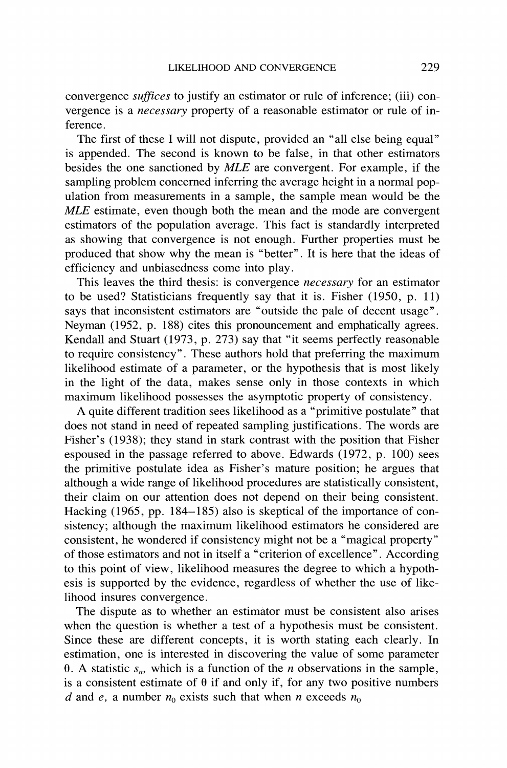convergence *suffices* to justify an estimator or rule of inference; (iii) convergence is a *necessary* property of a reasonable estimator or rule of inference.

The first of these I will not dispute, provided an "all else being equal" is appended. The second is known to be false, in that other estimators besides the one sanctioned by *MLE* are convergent. For example, if the sampling problem concerned inferring the average height in a normal population from measurements in a sample, the sample mean would be the *MLE* estimate, even though both the mean and the mode are convergent estimators of the population average. This fact is standardly interpreted as showing that convergence is not enough. Further properties must be produced that show why the mean is "better". It is here that the ideas of efficiency and unbiasedness come into play.

This leaves the third thesis: is convergence *necessary* for an estimator to be used? Statisticians frequently say that it is. Fisher (1950, p. 11) says that inconsistent estimators are "outside the pale of decent usage". Neyman (1952, p. 188) cites this pronouncement and emphatically agrees. Kendall and Stuart (1973, p. 273) say that "it seems perfectly reasonable to require consistency". These authors hold that preferring the maximum likelihood estimate of a parameter, or the hypothesis that is most likely in the light of the data, makes sense only in those contexts in which maximum likelihood possesses the asymptotic property of consistency.

A quite different tradition sees likelihood as a "primitive postulate" that does not stand in need of repeated sampling justifications. The words are Fisher's (1938); they stand in stark contrast with the position that Fisher espoused in the passage referred to above. Edwards (1972, p. 100) sees the primitive postulate idea as Fisher's mature position; he argues that although a wide range of likelihood procedures are statistically consistent, their claim on our attention does not depend on their being consistent. Hacking (1965, pp. 184–185) also is skeptical of the importance of consistency; although the maximum likelihood estimators he considered are consistent, he wondered if consistency might not be a "magical property" of those estimators and not in itself a "criterion of excellence". According to this point of view, likelihood measures the degree to which a hypothesis is supported by the evidence, regardless of whether the use of likelihood insures convergence.

The dispute as to whether an estimator must be consistent also arises when the question is whether a test of a hypothesis must be consistent. Since these are different concepts, it is worth stating each clearly. In estimation, one is interested in discovering the value of some parameter $\theta$. A statistic $s_n$, which is a function of the $n$ observations in the sample, is a consistent estimate of $\theta$ if and only if, for any two positive numbers $d$ and $e$, a number $n_0$ exists such that when $n$ exceeds $n_0$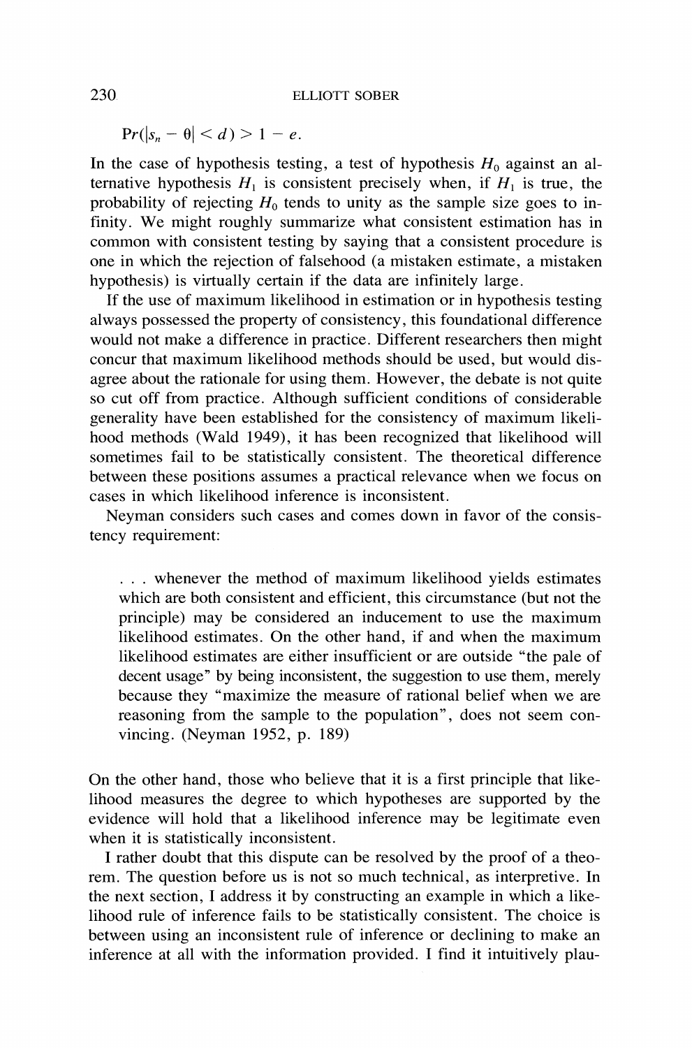$$Pr(|s_n - \theta| < d) > 1 - e.$$

In the case of hypothesis testing, a test of hypothesis $H_0$ against an alternative hypothesis $H_1$ is consistent precisely when, if $H_1$ is true, the probability of rejecting $H_0$ tends to unity as the sample size goes to infinity. We might roughly summarize what consistent estimation has in common with consistent testing by saying that a consistent procedure is one in which the rejection of falsehood (a mistaken estimate, a mistaken hypothesis) is virtually certain if the data are infinitely large.

If the use of maximum likelihood in estimation or in hypothesis testing always possessed the property of consistency, this foundational difference would not make a difference in practice. Different researchers then might concur that maximum likelihood methods should be used, but would disagree about the rationale for using them. However, the debate is not quite so cut off from practice. Although sufficient conditions of considerable generality have been established for the consistency of maximum likelihood methods (Wald 1949), it has been recognized that likelihood will sometimes fail to be statistically consistent. The theoretical difference between these positions assumes a practical relevance when we focus on cases in which likelihood inference is inconsistent.

Neyman considers such cases and comes down in favor of the consistency requirement:

> . . . whenever the method of maximum likelihood yields estimates which are both consistent and efficient, this circumstance (but not the principle) may be considered an inducement to use the maximum likelihood estimates. On the other hand, if and when the maximum likelihood estimates are either insufficient or are outside "the pale of decent usage" by being inconsistent, the suggestion to use them, merely because they "maximize the measure of rational belief when we are reasoning from the sample to the population", does not seem convincing. (Neyman 1952, p. 189)

On the other hand, those who believe that it is a first principle that likelihood measures the degree to which hypotheses are supported by the evidence will hold that a likelihood inference may be legitimate even when it is statistically inconsistent.

I rather doubt that this dispute can be resolved by the proof of a theorem. The question before us is not so much technical, as interpretive. In the next section, I address it by constructing an example in which a likelihood rule of inference fails to be statistically consistent. The choice is between using an inconsistent rule of inference or declining to make an inference at all with the information provided. I find it intuitively plau-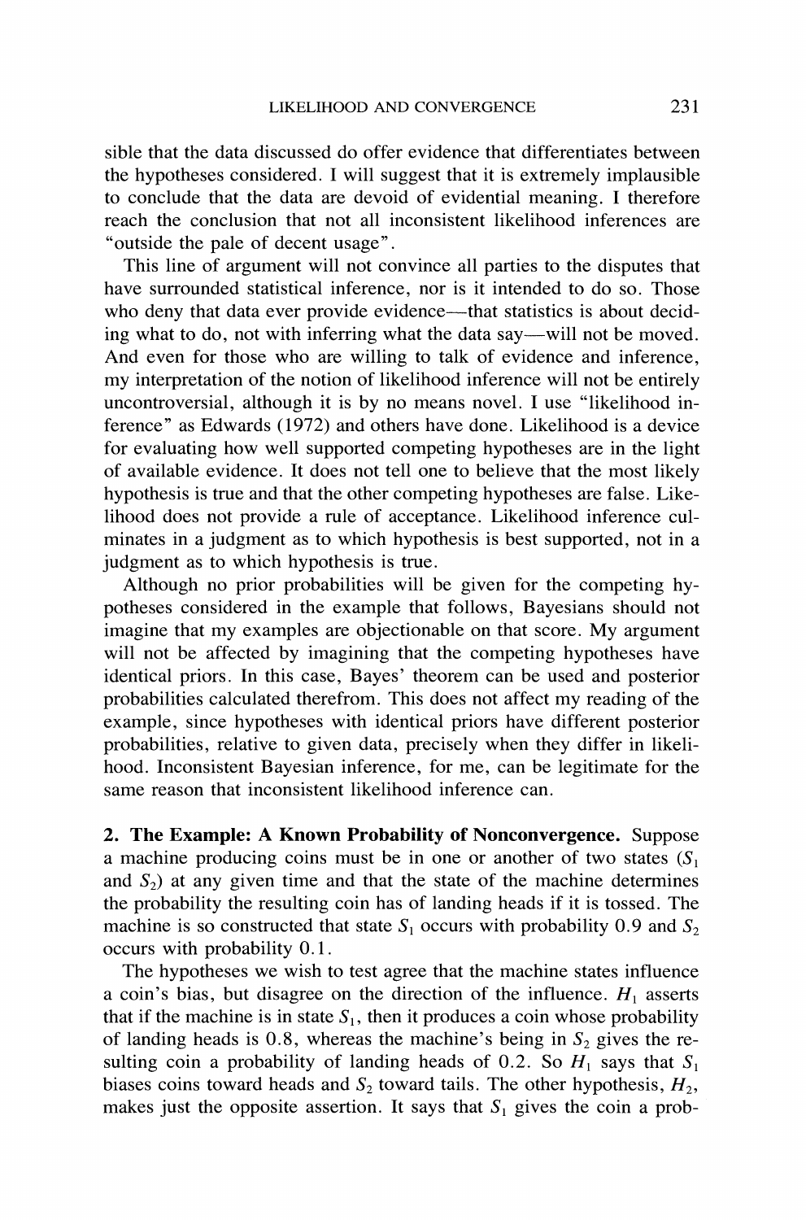sible that the data discussed do offer evidence that differentiates between the hypotheses considered. I will suggest that it is extremely implausible to conclude that the data are devoid of evidential meaning. I therefore reach the conclusion that not all inconsistent likelihood inferences are "outside the pale of decent usage".

This line of argument will not convince all parties to the disputes that have surrounded statistical inference, nor is it intended to do so. Those who deny that data ever provide evidence—that statistics is about deciding what to do, not with inferring what the data say—will not be moved. And even for those who are willing to talk of evidence and inference, my interpretation of the notion of likelihood inference will not be entirely uncontroversial, although it is by no means novel. I use "likelihood inference" as Edwards (1972) and others have done. Likelihood is a device for evaluating how well supported competing hypotheses are in the light of available evidence. It does not tell one to believe that the most likely hypothesis is true and that the other competing hypotheses are false. Likelihood does not provide a rule of acceptance. Likelihood inference culminates in a judgment as to which hypothesis is best supported, not in a judgment as to which hypothesis is true.

Although no prior probabilities will be given for the competing hypotheses considered in the example that follows, Bayesians should not imagine that my examples are objectionable on that score. My argument will not be affected by imagining that the competing hypotheses have identical priors. In this case, Bayes' theorem can be used and posterior probabilities calculated therefrom. This does not affect my reading of the example, since hypotheses with identical priors have different posterior probabilities, relative to given data, precisely when they differ in likelihood. Inconsistent Bayesian inference, for me, can be legitimate for the same reason that inconsistent likelihood inference can.

**2. The Example: A Known Probability of Nonconvergence.** Suppose a machine producing coins must be in one or another of two states ($S_1$ and $S_2$) at any given time and that the state of the machine determines the probability the resulting coin has of landing heads if it is tossed. The machine is so constructed that state $S_1$ occurs with probability 0.9 and $S_2$ occurs with probability 0.1.

The hypotheses we wish to test agree that the machine states influence a coin's bias, but disagree on the direction of the influence. $H_1$ asserts that if the machine is in state $S_1$, then it produces a coin whose probability of landing heads is 0.8, whereas the machine's being in $S_2$ gives the resulting coin a probability of landing heads of 0.2. So $H_1$ says that $S_1$ biases coins toward heads and $S_2$ toward tails. The other hypothesis, $H_2$, makes just the opposite assertion. It says that $S_1$ gives the coin a prob-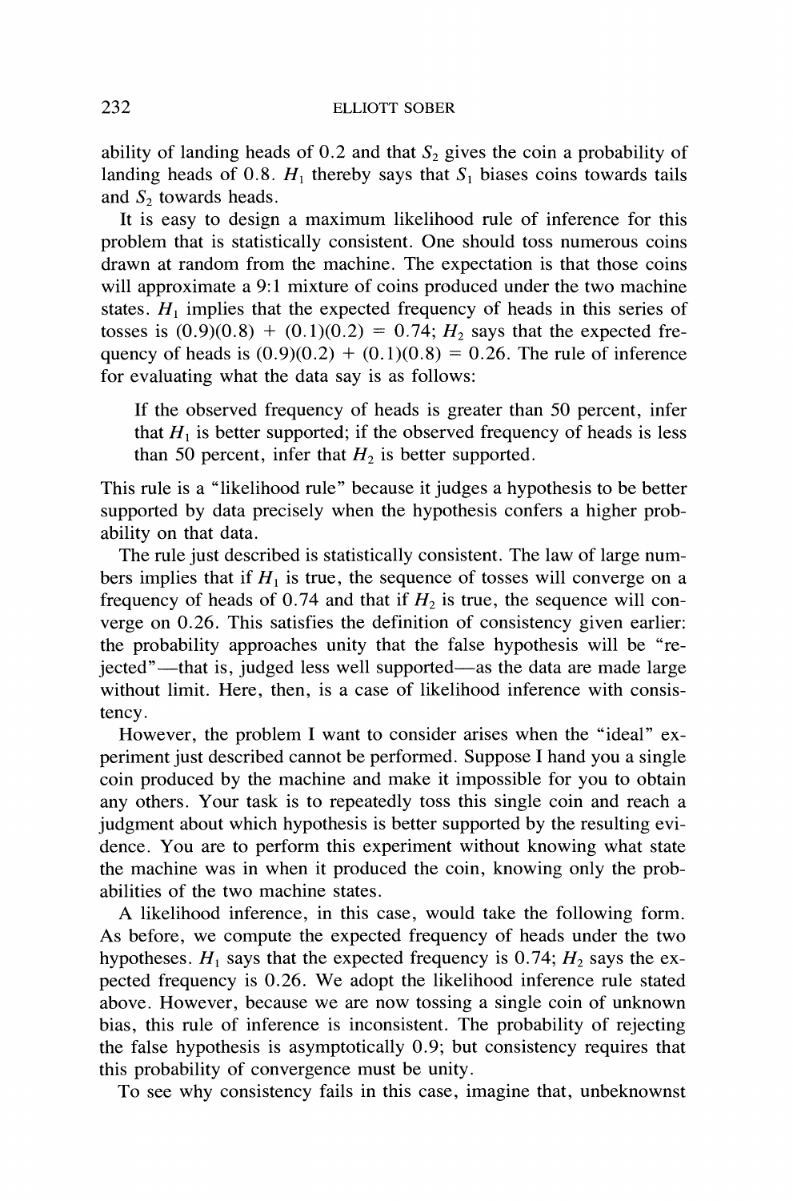ability of landing heads of 0.2 and that $S_2$ gives the coin a probability of landing heads of 0.8. $H_1$ thereby says that $S_1$ biases coins towards tails and $S_2$ towards heads.

It is easy to design a maximum likelihood rule of inference for this problem that is statistically consistent. One should toss numerous coins drawn at random from the machine. The expectation is that those coins will approximate a 9:1 mixture of coins produced under the two machine states. $H_1$ implies that the expected frequency of heads in this series of tosses is $(0.9)(0.8) + (0.1)(0.2) = 0.74$; $H_2$ says that the expected frequency of heads is $(0.9)(0.2) + (0.1)(0.8) = 0.26$. The rule of inference for evaluating what the data say is as follows:

> If the observed frequency of heads is greater than 50 percent, infer that $H_1$ is better supported; if the observed frequency of heads is less than 50 percent, infer that $H_2$ is better supported.

This rule is a "likelihood rule" because it judges a hypothesis to be better supported by data precisely when the hypothesis confers a higher probability on that data.

The rule just described is statistically consistent. The law of large numbers implies that if $H_1$ is true, the sequence of tosses will converge on a frequency of heads of 0.74 and that if $H_2$ is true, the sequence will converge on 0.26. This satisfies the definition of consistency given earlier: the probability approaches unity that the false hypothesis will be "rejected"—that is, judged less well supported—as the data are made large without limit. Here, then, is a case of likelihood inference with consistency.

However, the problem I want to consider arises when the "ideal" experiment just described cannot be performed. Suppose I hand you a single coin produced by the machine and make it impossible for you to obtain any others. Your task is to repeatedly toss this single coin and reach a judgment about which hypothesis is better supported by the resulting evidence. You are to perform this experiment without knowing what state the machine was in when it produced the coin, knowing only the probabilities of the two machine states.

A likelihood inference, in this case, would take the following form. As before, we compute the expected frequency of heads under the two hypotheses. $H_1$ says that the expected frequency is 0.74; $H_2$ says the expected frequency is 0.26. We adopt the likelihood inference rule stated above. However, because we are now tossing a single coin of unknown bias, this rule of inference is inconsistent. The probability of rejecting the false hypothesis is asymptotically 0.9; but consistency requires that this probability of convergence must be unity.

To see why consistency fails in this case, imagine that, unbeknownst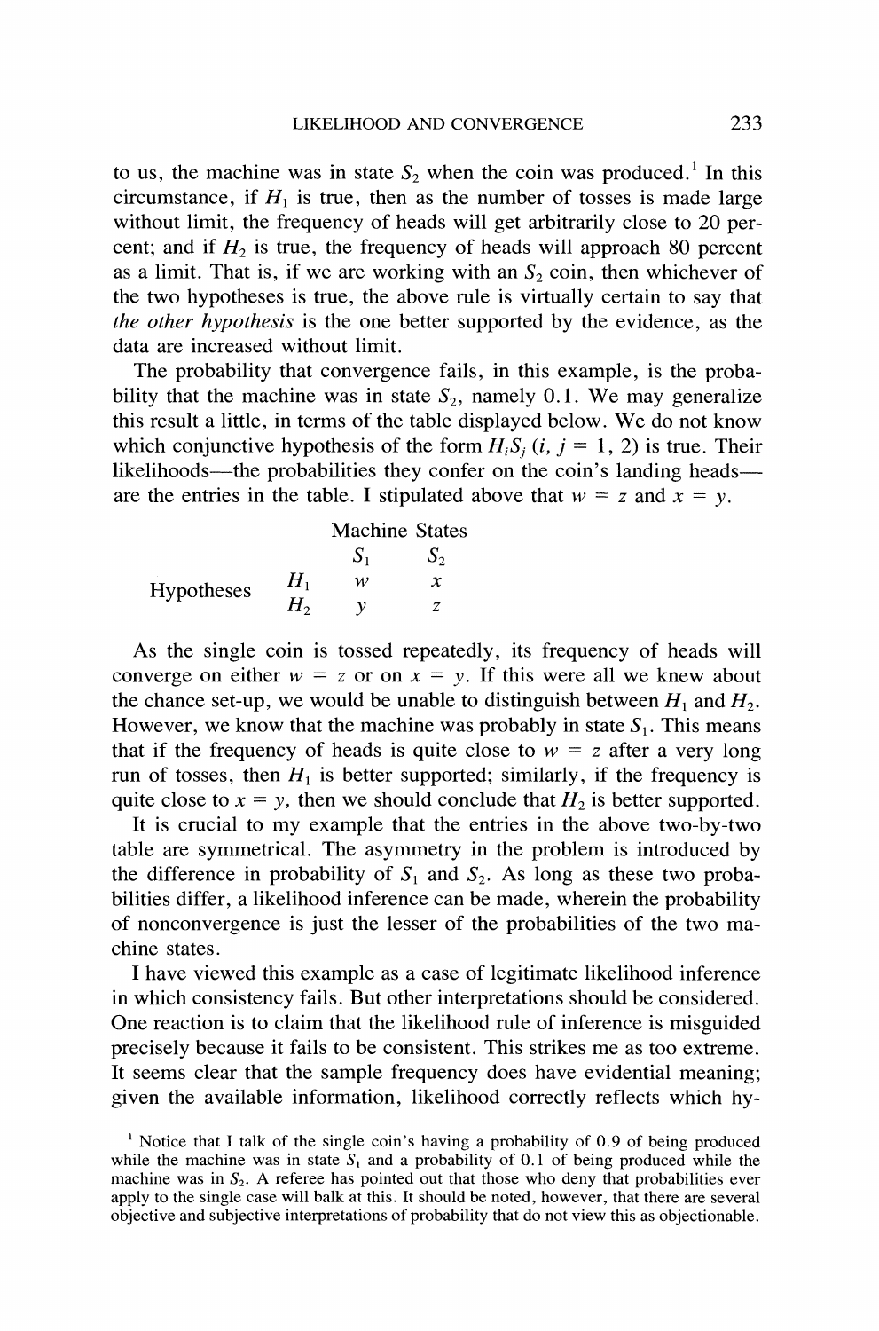to us, the machine was in state $S_2$ when the coin was produced.[1] In this circumstance, if $H_1$ is true, then as the number of tosses is made large without limit, the frequency of heads will get arbitrarily close to 20 percent; and if $H_2$ is true, the frequency of heads will approach 80 percent as a limit. That is, if we are working with an $S_2$ coin, then whichever of the two hypotheses is true, the above rule is virtually certain to say that *the other hypothesis* is the one better supported by the evidence, as the data are increased without limit.

The probability that convergence fails, in this example, is the probability that the machine was in state $S_2$, namely 0.1. We may generalize this result a little, in terms of the table displayed below. We do not know which conjunctive hypothesis of the form $H_iS_j$ $(i, j = 1, 2)$ is true. Their likelihoods—the probabilities they confer on the coin's landing heads—are the entries in the table. I stipulated above that $w = z$ and $x = y$.

| | | Machine States | |
|---|---|---|---|
| | | $S_1$ | $S_2$ |
| Hypotheses | $H_1$ | $w$ | $x$ |
| | $H_2$ | $y$ | $z$ |

As the single coin is tossed repeatedly, its frequency of heads will converge on either $w = z$ or on $x = y$. If this were all we knew about the chance set-up, we would be unable to distinguish between $H_1$ and $H_2$. However, we know that the machine was probably in state $S_1$. This means that if the frequency of heads is quite close to $w = z$ after a very long run of tosses, then $H_1$ is better supported; similarly, if the frequency is quite close to $x = y$, then we should conclude that $H_2$ is better supported.

It is crucial to my example that the entries in the above two-by-two table are symmetrical. The asymmetry in the problem is introduced by the difference in probability of $S_1$ and $S_2$. As long as these two probabilities differ, a likelihood inference can be made, wherein the probability of nonconvergence is just the lesser of the probabilities of the two machine states.

I have viewed this example as a case of legitimate likelihood inference in which consistency fails. But other interpretations should be considered. One reaction is to claim that the likelihood rule of inference is misguided precisely because it fails to be consistent. This strikes me as too extreme. It seems clear that the sample frequency does have evidential meaning; given the available information, likelihood correctly reflects which hy-

[1] Notice that I talk of the single coin's having a probability of 0.9 of being produced while the machine was in state $S_1$ and a probability of 0.1 of being produced while the machine was in $S_2$. A referee has pointed out that those who deny that probabilities ever apply to the single case will balk at this. It should be noted, however, that there are several objective and subjective interpretations of probability that do not view this as objectionable.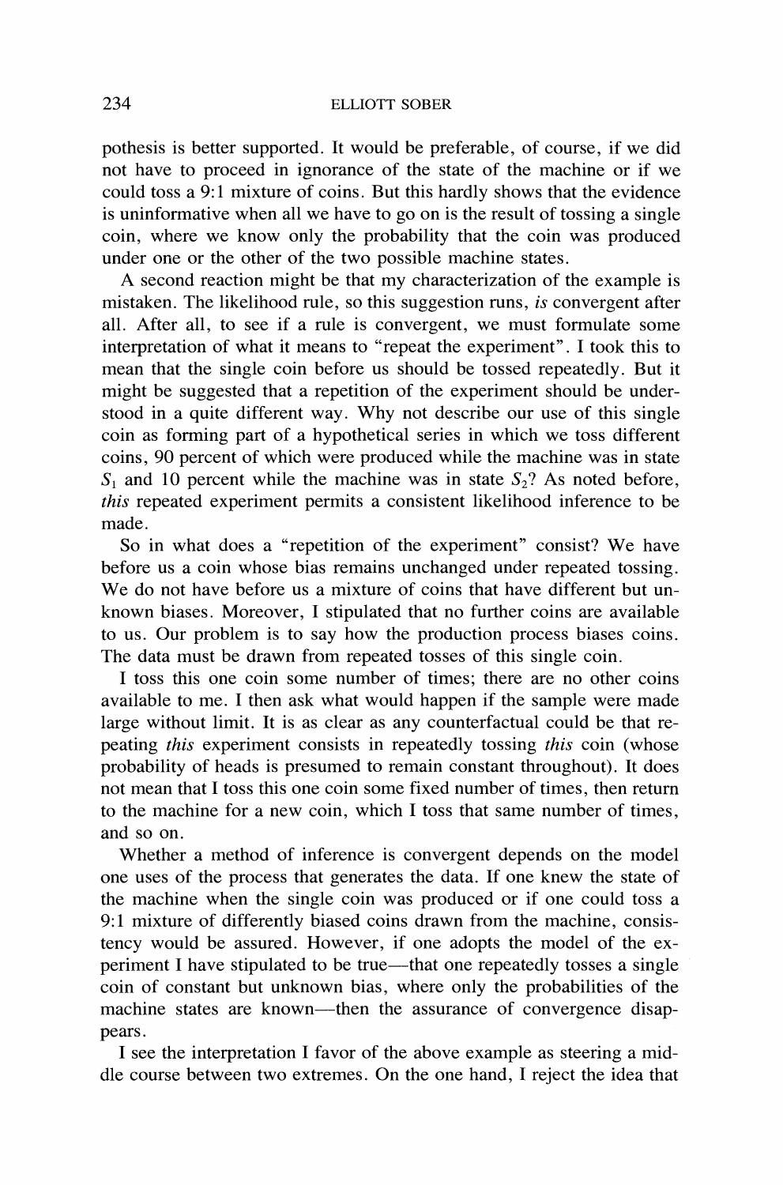pothesis is better supported. It would be preferable, of course, if we did not have to proceed in ignorance of the state of the machine or if we could toss a 9:1 mixture of coins. But this hardly shows that the evidence is uninformative when all we have to go on is the result of tossing a single coin, where we know only the probability that the coin was produced under one or the other of the two possible machine states.

A second reaction might be that my characterization of the example is mistaken. The likelihood rule, so this suggestion runs, *is* convergent after all. After all, to see if a rule is convergent, we must formulate some interpretation of what it means to "repeat the experiment". I took this to mean that the single coin before us should be tossed repeatedly. But it might be suggested that a repetition of the experiment should be understood in a quite different way. Why not describe our use of this single coin as forming part of a hypothetical series in which we toss different coins, 90 percent of which were produced while the machine was in state $S_1$ and 10 percent while the machine was in state $S_2$? As noted before, *this* repeated experiment permits a consistent likelihood inference to be made.

So in what does a "repetition of the experiment" consist? We have before us a coin whose bias remains unchanged under repeated tossing. We do not have before us a mixture of coins that have different but unknown biases. Moreover, I stipulated that no further coins are available to us. Our problem is to say how the production process biases coins. The data must be drawn from repeated tosses of this single coin.

I toss this one coin some number of times; there are no other coins available to me. I then ask what would happen if the sample were made large without limit. It is as clear as any counterfactual could be that repeating *this* experiment consists in repeatedly tossing *this* coin (whose probability of heads is presumed to remain constant throughout). It does not mean that I toss this one coin some fixed number of times, then return to the machine for a new coin, which I toss that same number of times, and so on.

Whether a method of inference is convergent depends on the model one uses of the process that generates the data. If one knew the state of the machine when the single coin was produced or if one could toss a 9:1 mixture of differently biased coins drawn from the machine, consistency would be assured. However, if one adopts the model of the experiment I have stipulated to be true—that one repeatedly tosses a single coin of constant but unknown bias, where only the probabilities of the machine states are known—then the assurance of convergence disappears.

I see the interpretation I favor of the above example as steering a middle course between two extremes. On the one hand, I reject the idea that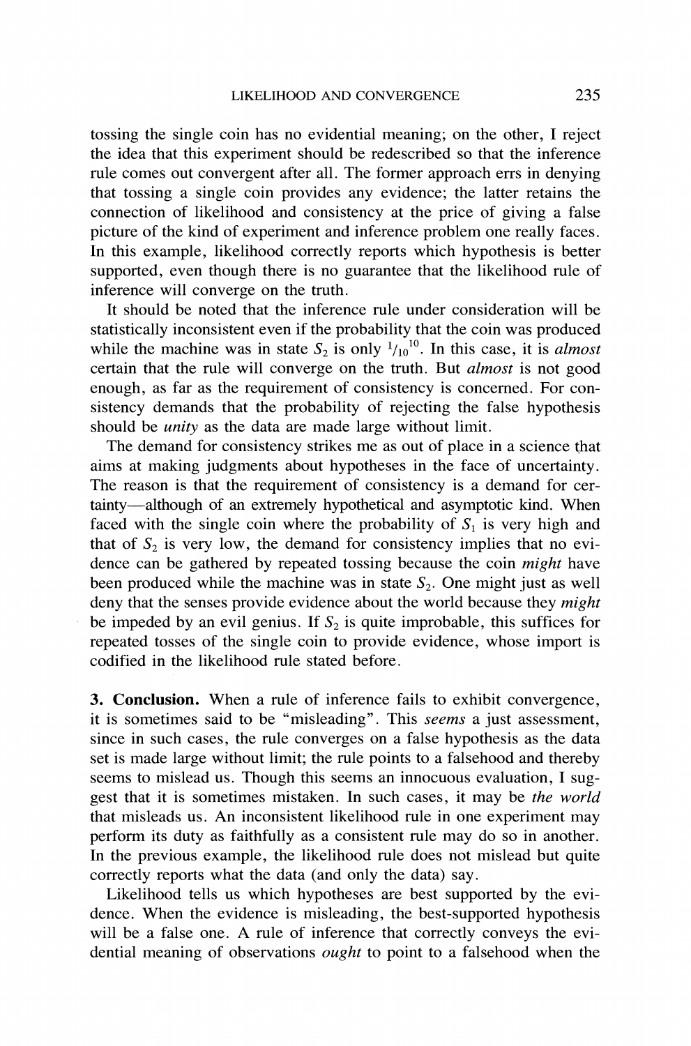tossing the single coin has no evidential meaning; on the other, I reject the idea that this experiment should be redescribed so that the inference rule comes out convergent after all. The former approach errs in denying that tossing a single coin provides any evidence; the latter retains the connection of likelihood and consistency at the price of giving a false picture of the kind of experiment and inference problem one really faces. In this example, likelihood correctly reports which hypothesis is better supported, even though there is no guarantee that the likelihood rule of inference will converge on the truth.

It should be noted that the inference rule under consideration will be statistically inconsistent even if the probability that the coin was produced while the machine was in state $S_2$ is only $1/10^{10}$. In this case, it is *almost* certain that the rule will converge on the truth. But *almost* is not good enough, as far as the requirement of consistency is concerned. For consistency demands that the probability of rejecting the false hypothesis should be *unity* as the data are made large without limit.

The demand for consistency strikes me as out of place in a science that aims at making judgments about hypotheses in the face of uncertainty. The reason is that the requirement of consistency is a demand for certainty—although of an extremely hypothetical and asymptotic kind. When faced with the single coin where the probability of $S_1$ is very high and that of $S_2$ is very low, the demand for consistency implies that no evidence can be gathered by repeated tossing because the coin *might* have been produced while the machine was in state $S_2$. One might just as well deny that the senses provide evidence about the world because they *might* be impeded by an evil genius. If $S_2$ is quite improbable, this suffices for repeated tosses of the single coin to provide evidence, whose import is codified in the likelihood rule stated before.

**3. Conclusion.** When a rule of inference fails to exhibit convergence, it is sometimes said to be "misleading". This *seems* a just assessment, since in such cases, the rule converges on a false hypothesis as the data set is made large without limit; the rule points to a falsehood and thereby seems to mislead us. Though this seems an innocuous evaluation, I suggest that it is sometimes mistaken. In such cases, it may be *the world* that misleads us. An inconsistent likelihood rule in one experiment may perform its duty as faithfully as a consistent rule may do so in another. In the previous example, the likelihood rule does not mislead but quite correctly reports what the data (and only the data) say.

Likelihood tells us which hypotheses are best supported by the evidence. When the evidence is misleading, the best-supported hypothesis will be a false one. A rule of inference that correctly conveys the evidential meaning of observations *ought* to point to a falsehood when the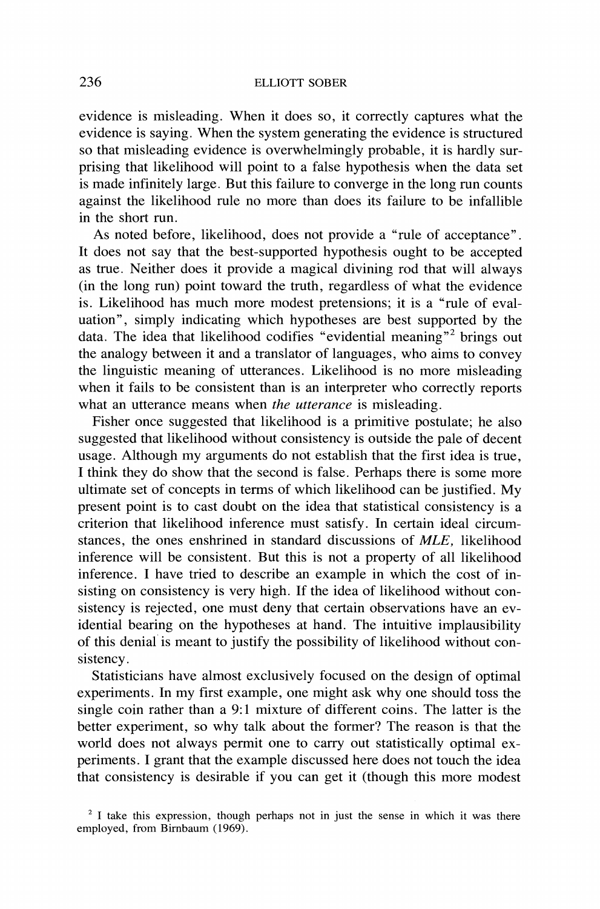evidence is misleading. When it does so, it correctly captures what the evidence is saying. When the system generating the evidence is structured so that misleading evidence is overwhelmingly probable, it is hardly surprising that likelihood will point to a false hypothesis when the data set is made infinitely large. But this failure to converge in the long run counts against the likelihood rule no more than does its failure to be infallible in the short run.

As noted before, likelihood, does not provide a "rule of acceptance". It does not say that the best-supported hypothesis ought to be accepted as true. Neither does it provide a magical divining rod that will always (in the long run) point toward the truth, regardless of what the evidence is. Likelihood has much more modest pretensions; it is a "rule of evaluation", simply indicating which hypotheses are best supported by the data. The idea that likelihood codifies "evidential meaning"[2] brings out the analogy between it and a translator of languages, who aims to convey the linguistic meaning of utterances. Likelihood is no more misleading when it fails to be consistent than is an interpreter who correctly reports what an utterance means when *the utterance* is misleading.

Fisher once suggested that likelihood is a primitive postulate; he also suggested that likelihood without consistency is outside the pale of decent usage. Although my arguments do not establish that the first idea is true, I think they do show that the second is false. Perhaps there is some more ultimate set of concepts in terms of which likelihood can be justified. My present point is to cast doubt on the idea that statistical consistency is a criterion that likelihood inference must satisfy. In certain ideal circumstances, the ones enshrined in standard discussions of *MLE,* likelihood inference will be consistent. But this is not a property of all likelihood inference. I have tried to describe an example in which the cost of insisting on consistency is very high. If the idea of likelihood without consistency is rejected, one must deny that certain observations have an evidential bearing on the hypotheses at hand. The intuitive implausibility of this denial is meant to justify the possibility of likelihood without consistency.

Statisticians have almost exclusively focused on the design of optimal experiments. In my first example, one might ask why one should toss the single coin rather than a 9:1 mixture of different coins. The latter is the better experiment, so why talk about the former? The reason is that the world does not always permit one to carry out statistically optimal experiments. I grant that the example discussed here does not touch the idea that consistency is desirable if you can get it (though this more modest

[2] I take this expression, though perhaps not in just the sense in which it was there employed, from Birnbaum (1969).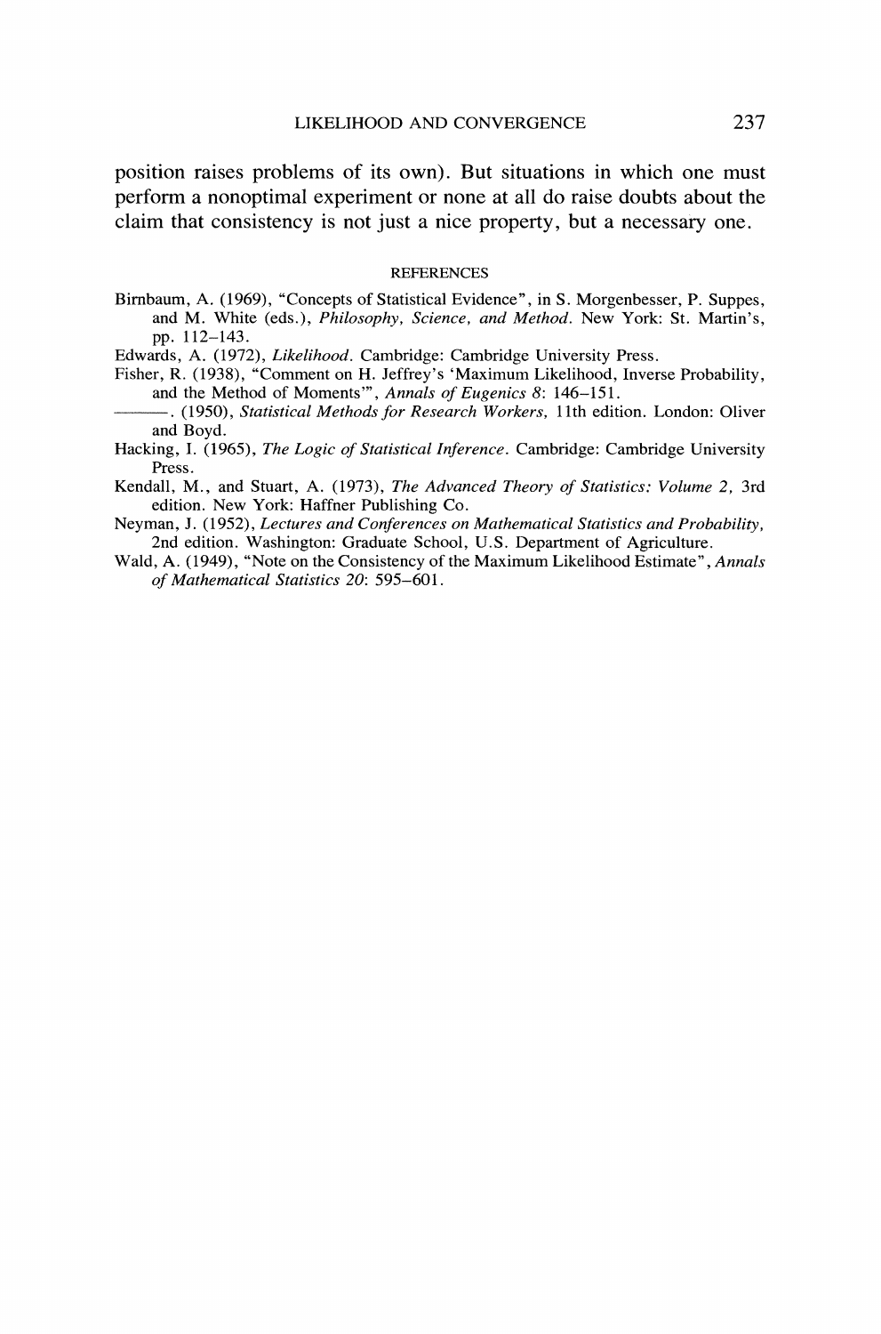position raises problems of its own). But situations in which one must perform a nonoptimal experiment or none at all do raise doubts about the claim that consistency is not just a nice property, but a necessary one.

## REFERENCES

Birnbaum, A. (1969), "Concepts of Statistical Evidence", in S. Morgenbesser, P. Suppes, and M. White (eds.), *Philosophy, Science, and Method*. New York: St. Martin's, pp. 112–143.

Edwards, A. (1972), *Likelihood*. Cambridge: Cambridge University Press.

Fisher, R. (1938), "Comment on H. Jeffrey's 'Maximum Likelihood, Inverse Probability, and the Method of Moments'", *Annals of Eugenics 8*: 146–151.

———. (1950), *Statistical Methods for Research Workers*, 11th edition. London: Oliver and Boyd.

Hacking, I. (1965), *The Logic of Statistical Inference*. Cambridge: Cambridge University Press.

Kendall, M., and Stuart, A. (1973), *The Advanced Theory of Statistics: Volume 2*, 3rd edition. New York: Haffner Publishing Co.

Neyman, J. (1952), *Lectures and Conferences on Mathematical Statistics and Probability*, 2nd edition. Washington: Graduate School, U.S. Department of Agriculture.

Wald, A. (1949), "Note on the Consistency of the Maximum Likelihood Estimate", *Annals of Mathematical Statistics 20*: 595–601.